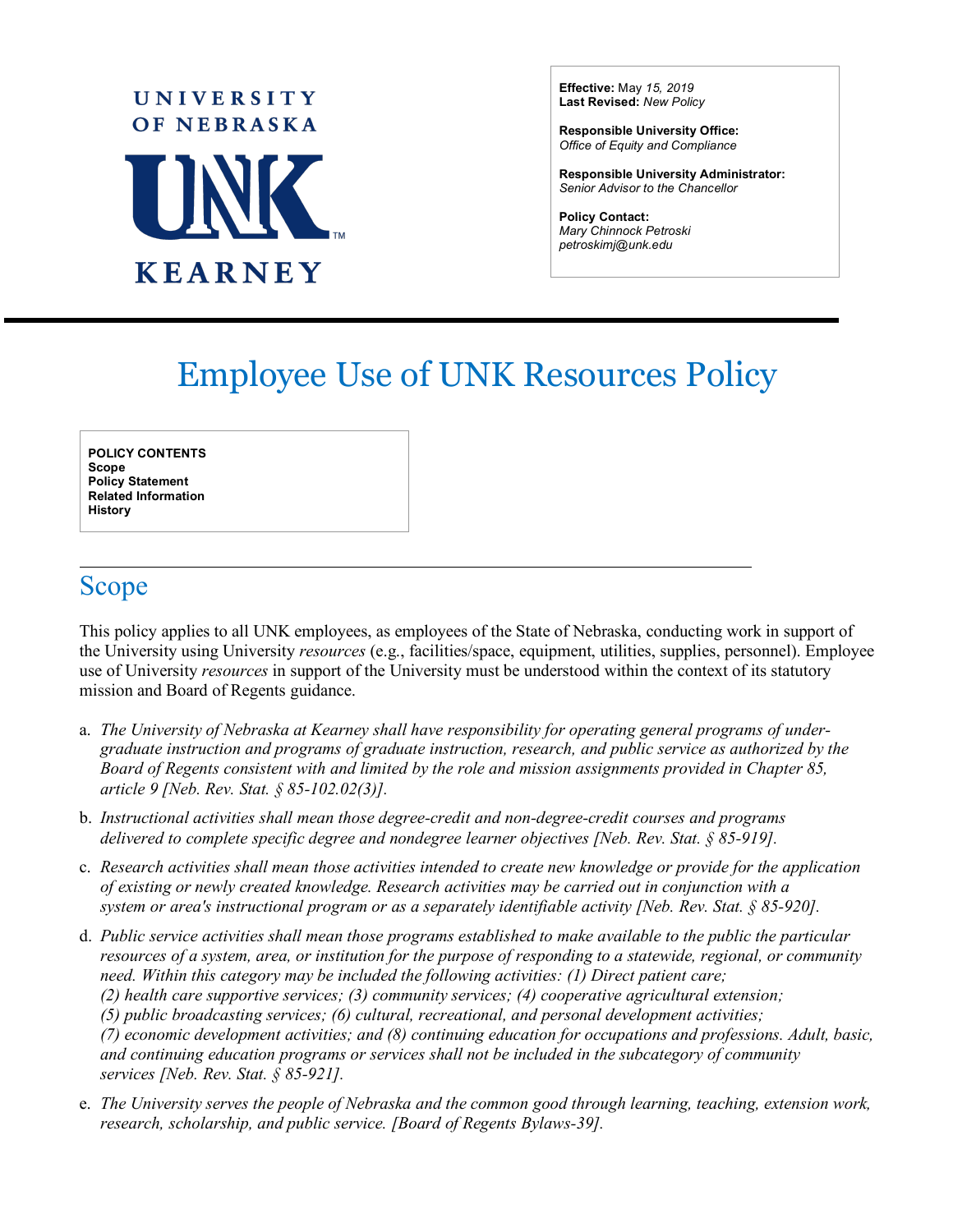UNIVERSITY OF NEBRASKA

UNK

KEARNEY

**Effective:** May *15, 2019*
**Last Revised:** *New Policy*

**Responsible University Office:**
*Office of Equity and Compliance*

**Responsible University Administrator:**
*Senior Advisor to the Chancellor*

**Policy Contact:**
*Mary Chinnock Petroski*
*petroskimj@unk.edu*

# Employee Use of UNK Resources Policy

**POLICY CONTENTS**
**Scope**
**Policy Statement**
**Related Information**
**History**

## Scope

This policy applies to all UNK employees, as employees of the State of Nebraska, conducting work in support of the University using University *resources* (e.g., facilities/space, equipment, utilities, supplies, personnel). Employee use of University *resources* in support of the University must be understood within the context of its statutory mission and Board of Regents guidance.

a. *The University of Nebraska at Kearney shall have responsibility for operating general programs of under-graduate instruction and programs of graduate instruction, research, and public service as authorized by the Board of Regents consistent with and limited by the role and mission assignments provided in Chapter 85, article 9 [Neb. Rev. Stat. § 85-102.02(3)].*

b. *Instructional activities shall mean those degree-credit and non-degree-credit courses and programs delivered to complete specific degree and nondegree learner objectives [Neb. Rev. Stat. § 85-919].*

c. *Research activities shall mean those activities intended to create new knowledge or provide for the application of existing or newly created knowledge. Research activities may be carried out in conjunction with a system or area's instructional program or as a separately identifiable activity [Neb. Rev. Stat. § 85-920].*

d. *Public service activities shall mean those programs established to make available to the public the particular resources of a system, area, or institution for the purpose of responding to a statewide, regional, or community need. Within this category may be included the following activities: (1) Direct patient care; (2) health care supportive services; (3) community services; (4) cooperative agricultural extension; (5) public broadcasting services; (6) cultural, recreational, and personal development activities; (7) economic development activities; and (8) continuing education for occupations and professions. Adult, basic, and continuing education programs or services shall not be included in the subcategory of community services [Neb. Rev. Stat. § 85-921].*

e. *The University serves the people of Nebraska and the common good through learning, teaching, extension work, research, scholarship, and public service. [Board of Regents Bylaws-39].*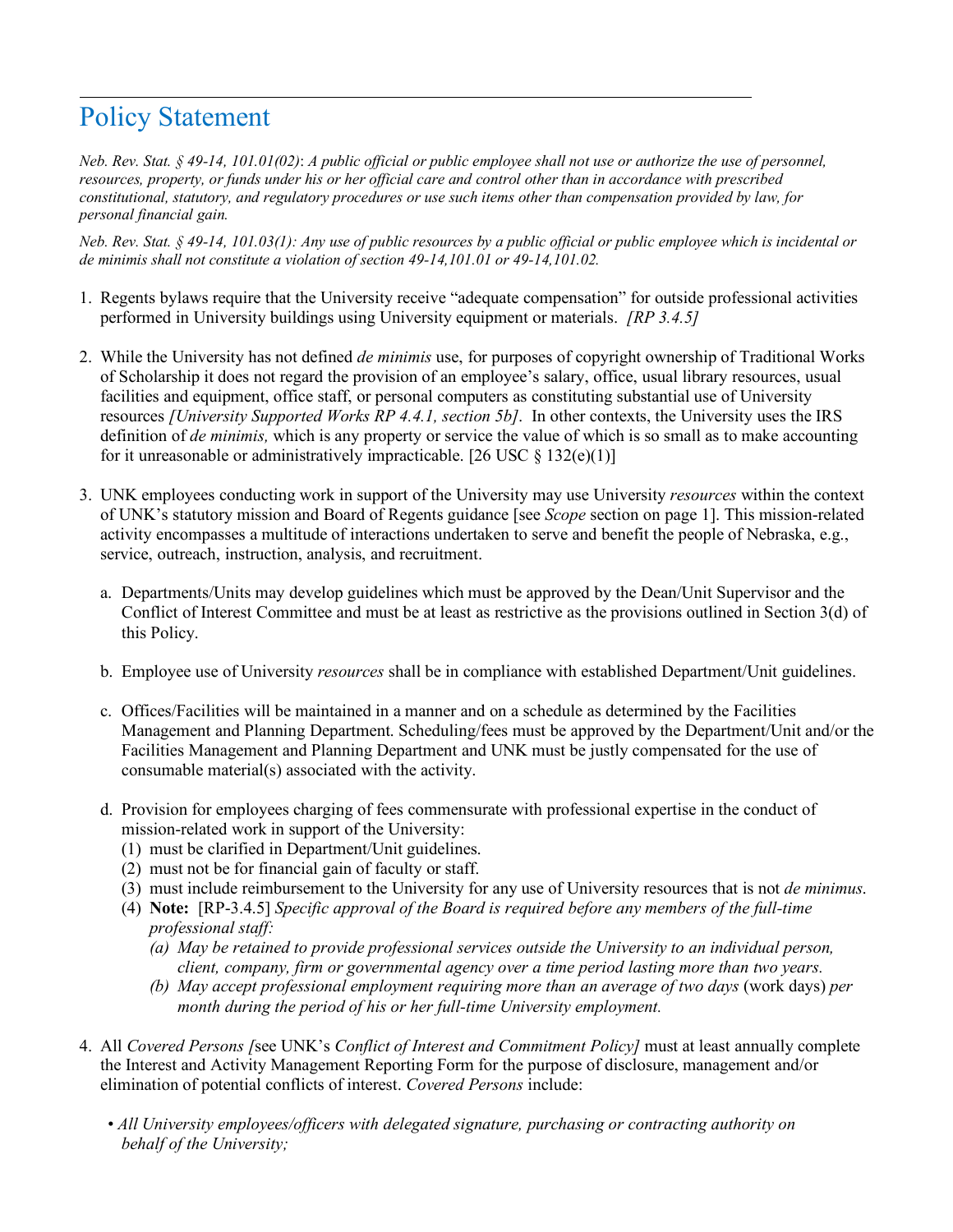## Policy Statement

*Neb. Rev. Stat. § 49-14, 101.01(02)*: *A public official or public employee shall not use or authorize the use of personnel, resources, property, or funds under his or her official care and control other than in accordance with prescribed constitutional, statutory, and regulatory procedures or use such items other than compensation provided by law, for personal financial gain.*

*Neb. Rev. Stat. § 49-14, 101.03(1): Any use of public resources by a public official or public employee which is incidental or de minimis shall not constitute a violation of section 49-14,101.01 or 49-14,101.02.*

1. Regents bylaws require that the University receive "adequate compensation" for outside professional activities performed in University buildings using University equipment or materials. *[RP 3.4.5]*

2. While the University has not defined *de minimis* use, for purposes of copyright ownership of Traditional Works of Scholarship it does not regard the provision of an employee's salary, office, usual library resources, usual facilities and equipment, office staff, or personal computers as constituting substantial use of University resources *[University Supported Works RP 4.4.1, section 5b]*. In other contexts, the University uses the IRS definition of *de minimis,* which is any property or service the value of which is so small as to make accounting for it unreasonable or administratively impracticable. [26 USC § 132(e)(1)]

3. UNK employees conducting work in support of the University may use University *resources* within the context of UNK's statutory mission and Board of Regents guidance [see *Scope* section on page 1]. This mission-related activity encompasses a multitude of interactions undertaken to serve and benefit the people of Nebraska, e.g., service, outreach, instruction, analysis, and recruitment.

   a. Departments/Units may develop guidelines which must be approved by the Dean/Unit Supervisor and the Conflict of Interest Committee and must be at least as restrictive as the provisions outlined in Section 3(d) of this Policy.

   b. Employee use of University *resources* shall be in compliance with established Department/Unit guidelines.

   c. Offices/Facilities will be maintained in a manner and on a schedule as determined by the Facilities Management and Planning Department. Scheduling/fees must be approved by the Department/Unit and/or the Facilities Management and Planning Department and UNK must be justly compensated for the use of consumable material(s) associated with the activity.

   d. Provision for employees charging of fees commensurate with professional expertise in the conduct of mission-related work in support of the University:
      (1) must be clarified in Department/Unit guidelines.
      (2) must not be for financial gain of faculty or staff.
      (3) must include reimbursement to the University for any use of University resources that is not *de minimus.*
      (4) **Note:** [RP-3.4.5] *Specific approval of the Board is required before any members of the full-time professional staff:*
         *(a) May be retained to provide professional services outside the University to an individual person, client, company, firm or governmental agency over a time period lasting more than two years.*
         *(b) May accept professional employment requiring more than an average of two days* (work days) *per month during the period of his or her full-time University employment.*

4. All *Covered Persons [*see UNK's *Conflict of Interest and Commitment Policy]* must at least annually complete the Interest and Activity Management Reporting Form for the purpose of disclosure, management and/or elimination of potential conflicts of interest. *Covered Persons* include:

   - *All University employees/officers with delegated signature, purchasing or contracting authority on behalf of the University;*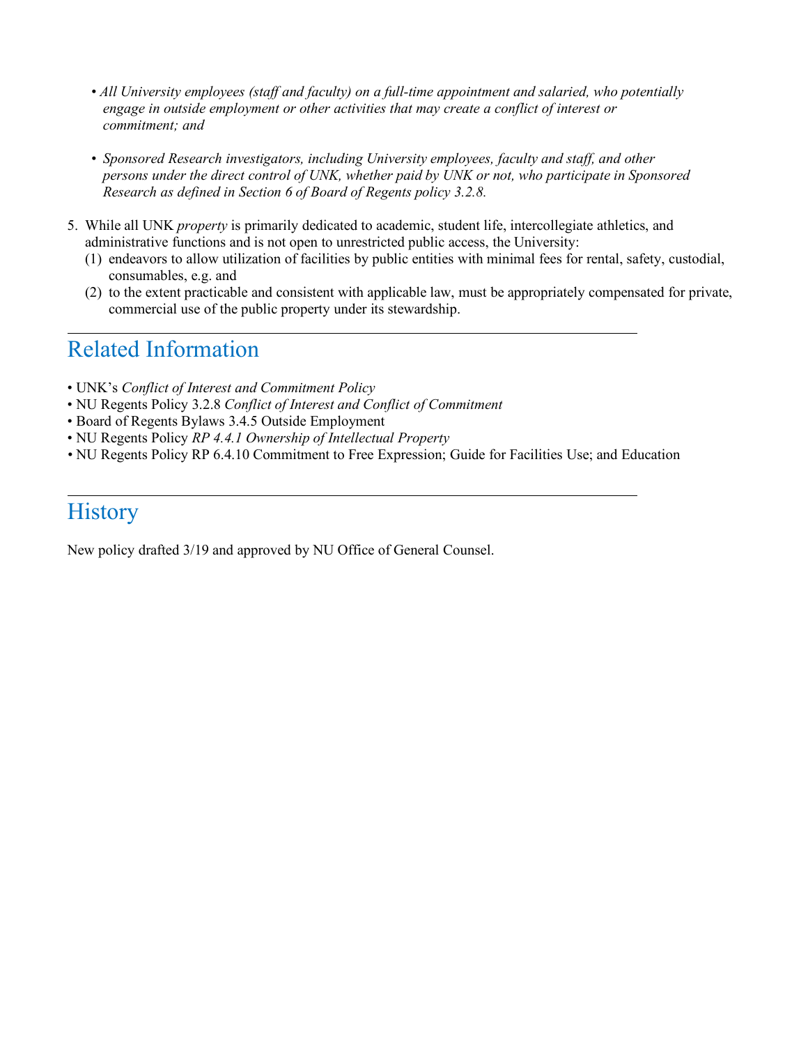- *All University employees (staff and faculty) on a full-time appointment and salaried, who potentially engage in outside employment or other activities that may create a conflict of interest or commitment; and*

- *Sponsored Research investigators, including University employees, faculty and staff, and other persons under the direct control of UNK, whether paid by UNK or not, who participate in Sponsored Research as defined in Section 6 of Board of Regents policy 3.2.8.*

5. While all UNK *property* is primarily dedicated to academic, student life, intercollegiate athletics, and administrative functions and is not open to unrestricted public access, the University:
   (1) endeavors to allow utilization of facilities by public entities with minimal fees for rental, safety, custodial, consumables, e.g. and
   (2) to the extent practicable and consistent with applicable law, must be appropriately compensated for private, commercial use of the public property under its stewardship.

## Related Information

- UNK's *Conflict of Interest and Commitment Policy*
- NU Regents Policy 3.2.8 *Conflict of Interest and Conflict of Commitment*
- Board of Regents Bylaws 3.4.5 Outside Employment
- NU Regents Policy *RP 4.4.1 Ownership of Intellectual Property*
- NU Regents Policy RP 6.4.10 Commitment to Free Expression; Guide for Facilities Use; and Education

## History

New policy drafted 3/19 and approved by NU Office of General Counsel.